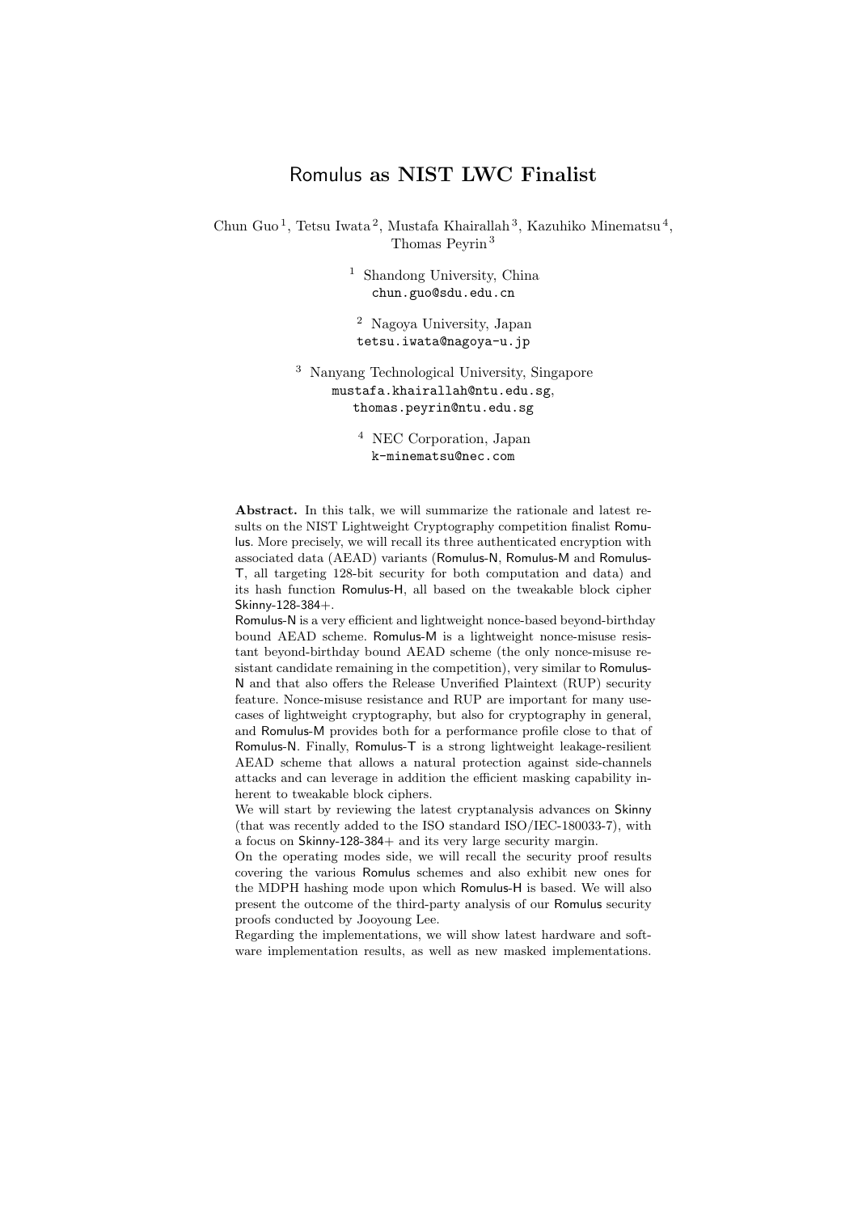# Romulus as NIST LWC Finalist

Chun Guo [1], Tetsu Iwata [2], Mustafa Khairallah [3], Kazuhiko Minematsu [4], Thomas Peyrin [3]

[1] Shandong University, China
chun.guo@sdu.edu.cn

[2] Nagoya University, Japan
tetsu.iwata@nagoya-u.jp

[3] Nanyang Technological University, Singapore
mustafa.khairallah@ntu.edu.sg,
thomas.peyrin@ntu.edu.sg

[4] NEC Corporation, Japan
k-minematsu@nec.com

**Abstract.** In this talk, we will summarize the rationale and latest results on the NIST Lightweight Cryptography competition finalist Romulus. More precisely, we will recall its three authenticated encryption with associated data (AEAD) variants (Romulus-N, Romulus-M and Romulus-T, all targeting 128-bit security for both computation and data) and its hash function Romulus-H, all based on the tweakable block cipher Skinny-128-384+.

Romulus-N is a very efficient and lightweight nonce-based beyond-birthday bound AEAD scheme. Romulus-M is a lightweight nonce-misuse resistant beyond-birthday bound AEAD scheme (the only nonce-misuse resistant candidate remaining in the competition), very similar to Romulus-N and that also offers the Release Unverified Plaintext (RUP) security feature. Nonce-misuse resistance and RUP are important for many use-cases of lightweight cryptography, but also for cryptography in general, and Romulus-M provides both for a performance profile close to that of Romulus-N. Finally, Romulus-T is a strong lightweight leakage-resilient AEAD scheme that allows a natural protection against side-channels attacks and can leverage in addition the efficient masking capability inherent to tweakable block ciphers.

We will start by reviewing the latest cryptanalysis advances on Skinny (that was recently added to the ISO standard ISO/IEC-180033-7), with a focus on Skinny-128-384+ and its very large security margin.

On the operating modes side, we will recall the security proof results covering the various Romulus schemes and also exhibit new ones for the MDPH hashing mode upon which Romulus-H is based. We will also present the outcome of the third-party analysis of our Romulus security proofs conducted by Jooyoung Lee.

Regarding the implementations, we will show latest hardware and software implementation results, as well as new masked implementations.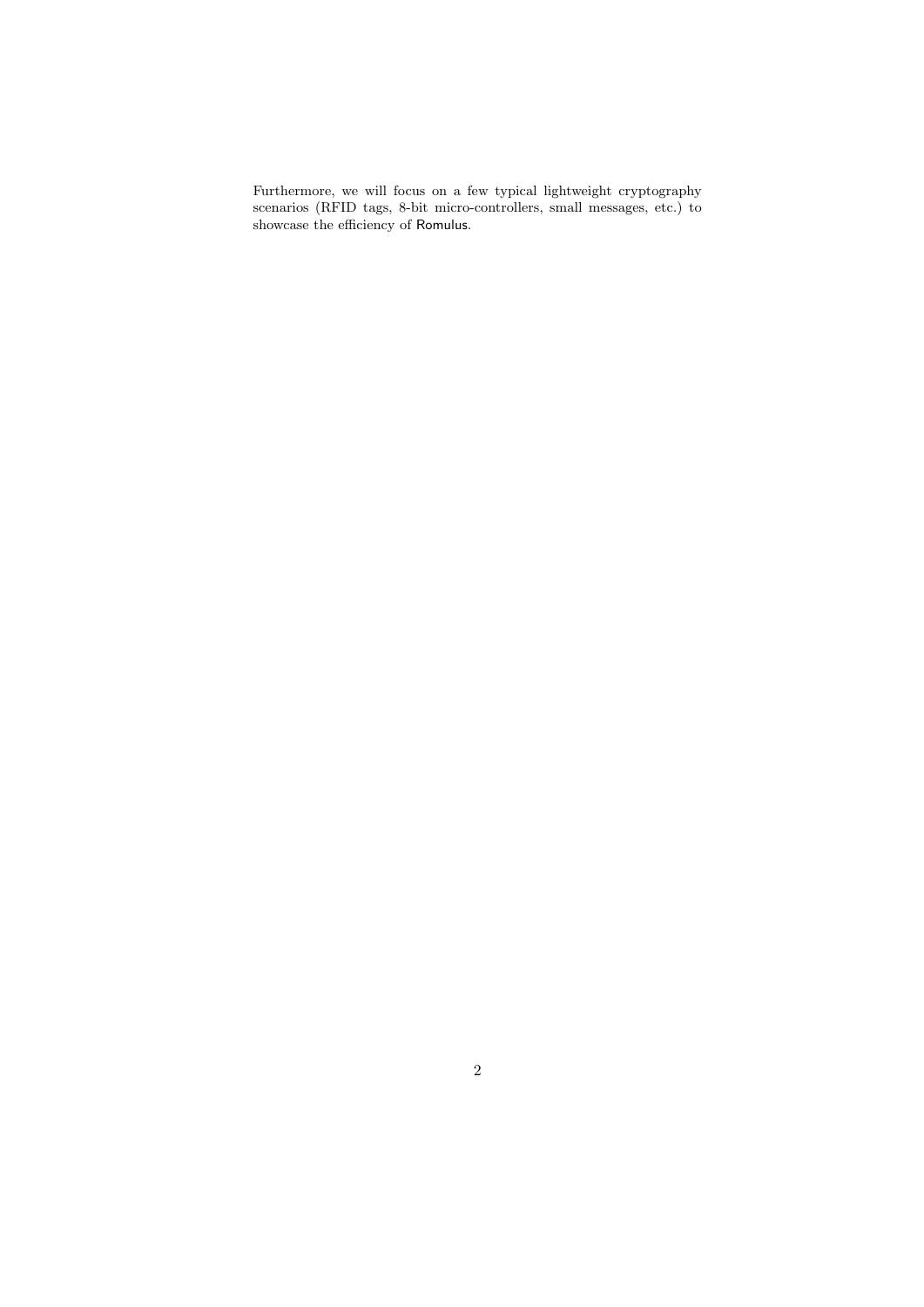Furthermore, we will focus on a few typical lightweight cryptography scenarios (RFID tags, 8-bit micro-controllers, small messages, etc.) to showcase the efficiency of Romulus.